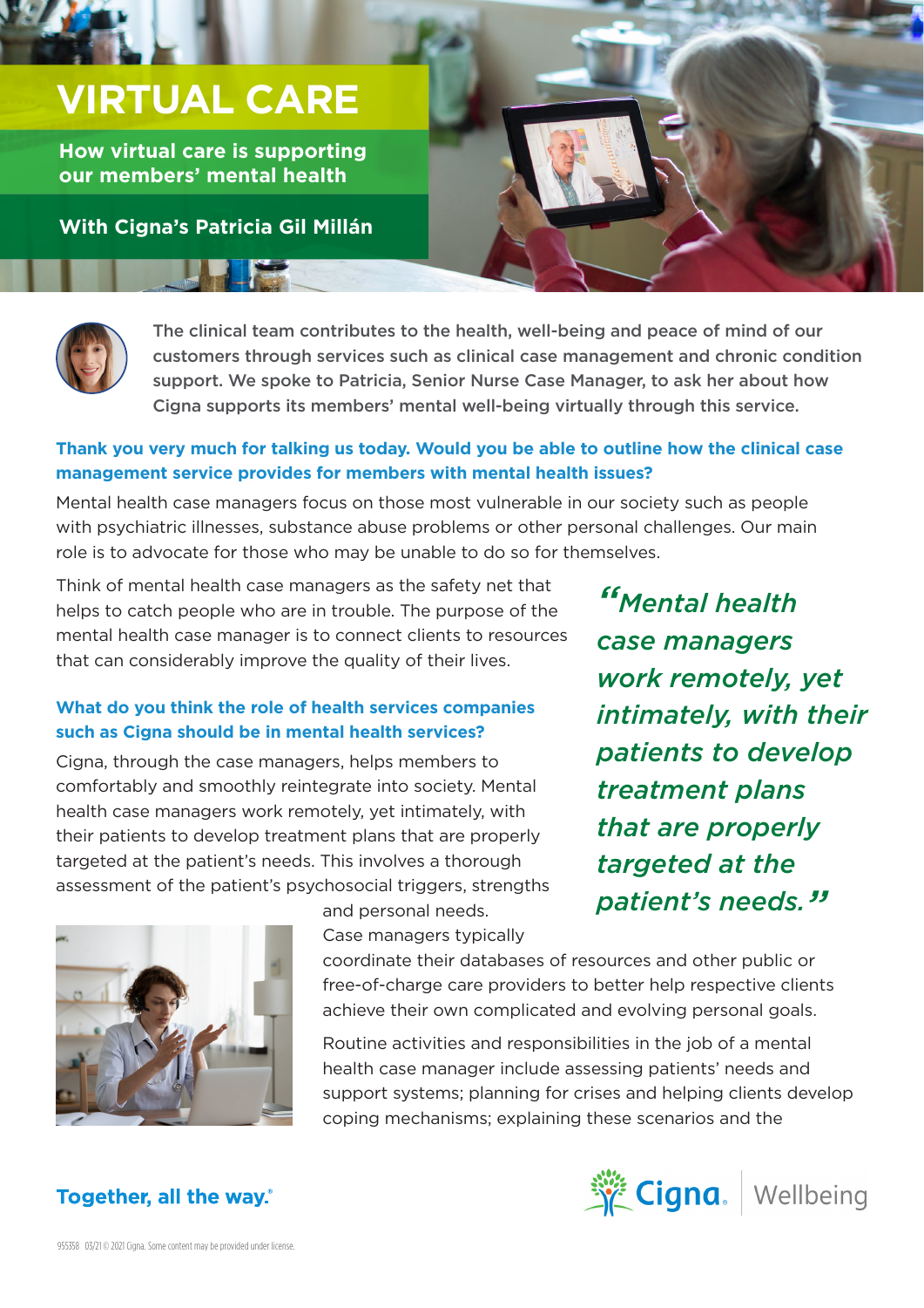# VIRTUAL CARE

## How virtual care is supporting our members' mental health

### With Cigna's Patricia Gil Millán

The clinical team contributes to the health, well-being and peace of mind of our customers through services such as clinical case management and chronic condition support. We spoke to Patricia, Senior Nurse Case Manager, to ask her about how Cigna supports its members' mental well-being virtually through this service.

**Thank you very much for talking us today. Would you be able to outline how the clinical case management service provides for members with mental health issues?**

Mental health case managers focus on those most vulnerable in our society such as people with psychiatric illnesses, substance abuse problems or other personal challenges. Our main role is to advocate for those who may be unable to do so for themselves.

Think of mental health case managers as the safety net that helps to catch people who are in trouble. The purpose of the mental health case manager is to connect clients to resources that can considerably improve the quality of their lives.

**What do you think the role of health services companies such as Cigna should be in mental health services?**

Cigna, through the case managers, helps members to comfortably and smoothly reintegrate into society. Mental health case managers work remotely, yet intimately, with their patients to develop treatment plans that are properly targeted at the patient's needs. This involves a thorough assessment of the patient's psychosocial triggers, strengths and personal needs. Case managers typically coordinate their databases of resources and other public or free-of-charge care providers to better help respective clients achieve their own complicated and evolving personal goals.

> *"Mental health case managers work remotely, yet intimately, with their patients to develop treatment plans that are properly targeted at the patient's needs."*

Routine activities and responsibilities in the job of a mental health case manager include assessing patients' needs and support systems; planning for crises and helping clients develop coping mechanisms; explaining these scenarios and the

**Together, all the way.®**

Cigna. Wellbeing

955358 03/21 © 2021 Cigna. Some content may be provided under license.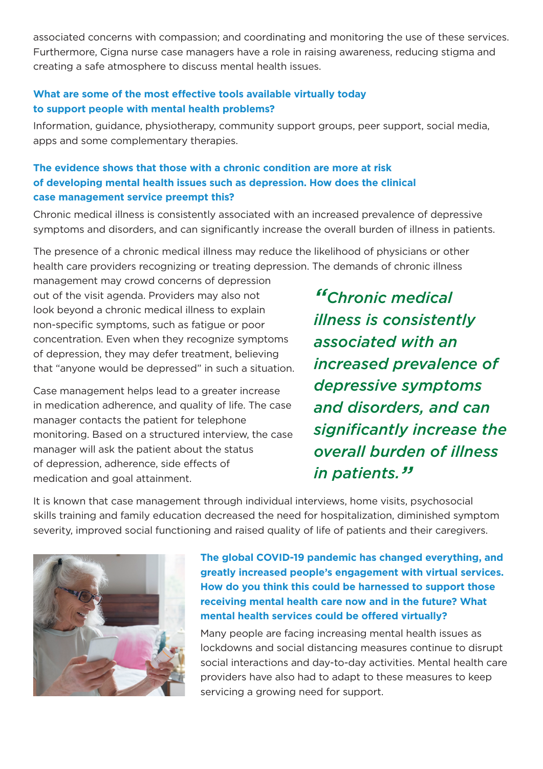associated concerns with compassion; and coordinating and monitoring the use of these services. Furthermore, Cigna nurse case managers have a role in raising awareness, reducing stigma and creating a safe atmosphere to discuss mental health issues.

### What are some of the most effective tools available virtually today to support people with mental health problems?

Information, guidance, physiotherapy, community support groups, peer support, social media, apps and some complementary therapies.

### The evidence shows that those with a chronic condition are more at risk of developing mental health issues such as depression. How does the clinical case management service preempt this?

Chronic medical illness is consistently associated with an increased prevalence of depressive symptoms and disorders, and can significantly increase the overall burden of illness in patients.

The presence of a chronic medical illness may reduce the likelihood of physicians or other health care providers recognizing or treating depression. The demands of chronic illness management may crowd concerns of depression out of the visit agenda. Providers may also not look beyond a chronic medical illness to explain non-specific symptoms, such as fatigue or poor concentration. Even when they recognize symptoms of depression, they may defer treatment, believing that "anyone would be depressed" in such a situation.

Case management helps lead to a greater increase in medication adherence, and quality of life. The case manager contacts the patient for telephone monitoring. Based on a structured interview, the case manager will ask the patient about the status of depression, adherence, side effects of medication and goal attainment.

> *"Chronic medical illness is consistently associated with an increased prevalence of depressive symptoms and disorders, and can significantly increase the overall burden of illness in patients."*

It is known that case management through individual interviews, home visits, psychosocial skills training and family education decreased the need for hospitalization, diminished symptom severity, improved social functioning and raised quality of life of patients and their caregivers.

### The global COVID-19 pandemic has changed everything, and greatly increased people's engagement with virtual services. How do you think this could be harnessed to support those receiving mental health care now and in the future? What mental health services could be offered virtually?

Many people are facing increasing mental health issues as lockdowns and social distancing measures continue to disrupt social interactions and day-to-day activities. Mental health care providers have also had to adapt to these measures to keep servicing a growing need for support.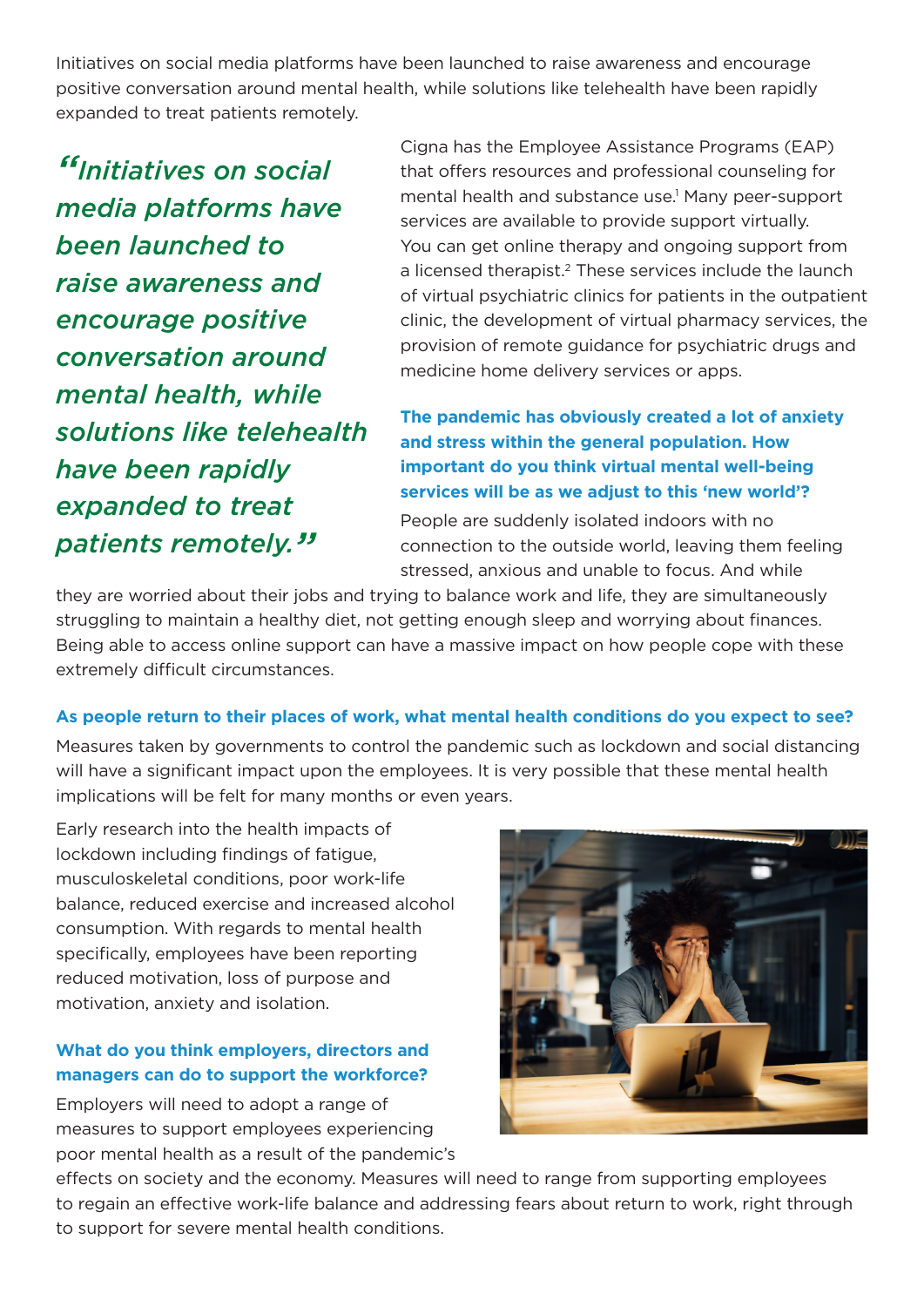Initiatives on social media platforms have been launched to raise awareness and encourage positive conversation around mental health, while solutions like telehealth have been rapidly expanded to treat patients remotely.

> *"Initiatives on social media platforms have been launched to raise awareness and encourage positive conversation around mental health, while solutions like telehealth have been rapidly expanded to treat patients remotely."*

Cigna has the Employee Assistance Programs (EAP) that offers resources and professional counseling for mental health and substance use.[1] Many peer-support services are available to provide support virtually. You can get online therapy and ongoing support from a licensed therapist.[2] These services include the launch of virtual psychiatric clinics for patients in the outpatient clinic, the development of virtual pharmacy services, the provision of remote guidance for psychiatric drugs and medicine home delivery services or apps.

**The pandemic has obviously created a lot of anxiety and stress within the general population. How important do you think virtual mental well-being services will be as we adjust to this 'new world'?**

People are suddenly isolated indoors with no connection to the outside world, leaving them feeling stressed, anxious and unable to focus. And while they are worried about their jobs and trying to balance work and life, they are simultaneously struggling to maintain a healthy diet, not getting enough sleep and worrying about finances. Being able to access online support can have a massive impact on how people cope with these extremely difficult circumstances.

**As people return to their places of work, what mental health conditions do you expect to see?**

Measures taken by governments to control the pandemic such as lockdown and social distancing will have a significant impact upon the employees. It is very possible that these mental health implications will be felt for many months or even years.

Early research into the health impacts of lockdown including findings of fatigue, musculoskeletal conditions, poor work-life balance, reduced exercise and increased alcohol consumption. With regards to mental health specifically, employees have been reporting reduced motivation, loss of purpose and motivation, anxiety and isolation.

**What do you think employers, directors and managers can do to support the workforce?**

Employers will need to adopt a range of measures to support employees experiencing poor mental health as a result of the pandemic's effects on society and the economy. Measures will need to range from supporting employees to regain an effective work-life balance and addressing fears about return to work, right through to support for severe mental health conditions.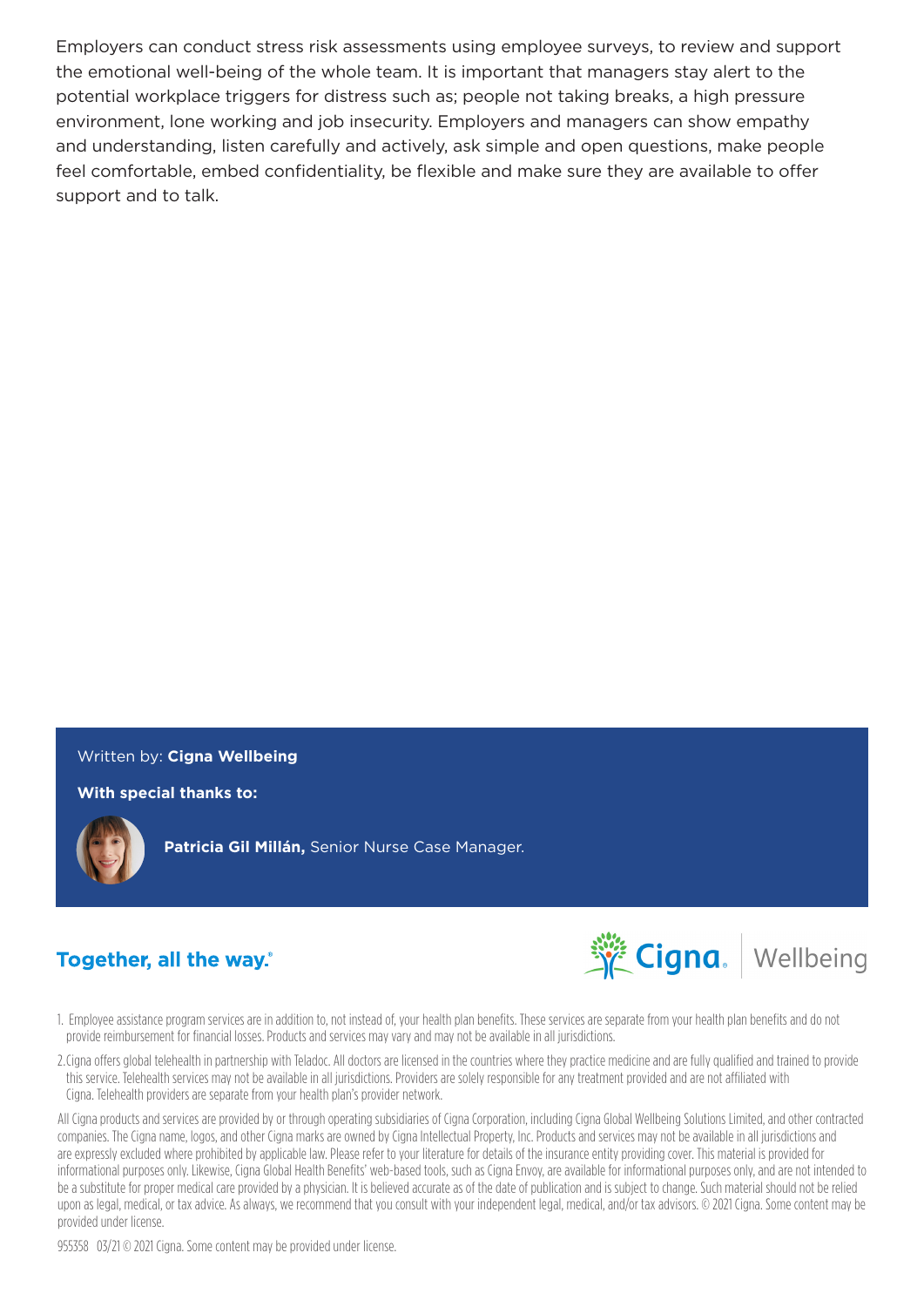Employers can conduct stress risk assessments using employee surveys, to review and support the emotional well-being of the whole team. It is important that managers stay alert to the potential workplace triggers for distress such as; people not taking breaks, a high pressure environment, lone working and job insecurity. Employers and managers can show empathy and understanding, listen carefully and actively, ask simple and open questions, make people feel comfortable, embed confidentiality, be flexible and make sure they are available to offer support and to talk.

Written by: **Cigna Wellbeing**

**With special thanks to:**

**Patricia Gil Millán,** Senior Nurse Case Manager.

**Together, all the way.®**

Cigna. | Wellbeing

1. Employee assistance program services are in addition to, not instead of, your health plan benefits. These services are separate from your health plan benefits and do not provide reimbursement for financial losses. Products and services may vary and may not be available in all jurisdictions.

2. Cigna offers global telehealth in partnership with Teladoc. All doctors are licensed in the countries where they practice medicine and are fully qualified and trained to provide this service. Telehealth services may not be available in all jurisdictions. Providers are solely responsible for any treatment provided and are not affiliated with Cigna. Telehealth providers are separate from your health plan's provider network.

All Cigna products and services are provided by or through operating subsidiaries of Cigna Corporation, including Cigna Global Wellbeing Solutions Limited, and other contracted companies. The Cigna name, logos, and other Cigna marks are owned by Cigna Intellectual Property, Inc. Products and services may not be available in all jurisdictions and are expressly excluded where prohibited by applicable law. Please refer to your literature for details of the insurance entity providing cover. This material is provided for informational purposes only. Likewise, Cigna Global Health Benefits' web-based tools, such as Cigna Envoy, are available for informational purposes only, and are not intended to be a substitute for proper medical care provided by a physician. It is believed accurate as of the date of publication and is subject to change. Such material should not be relied upon as legal, medical, or tax advice. As always, we recommend that you consult with your independent legal, medical, and/or tax advisors. © 2021 Cigna. Some content may be provided under license.

955358 03/21 © 2021 Cigna. Some content may be provided under license.